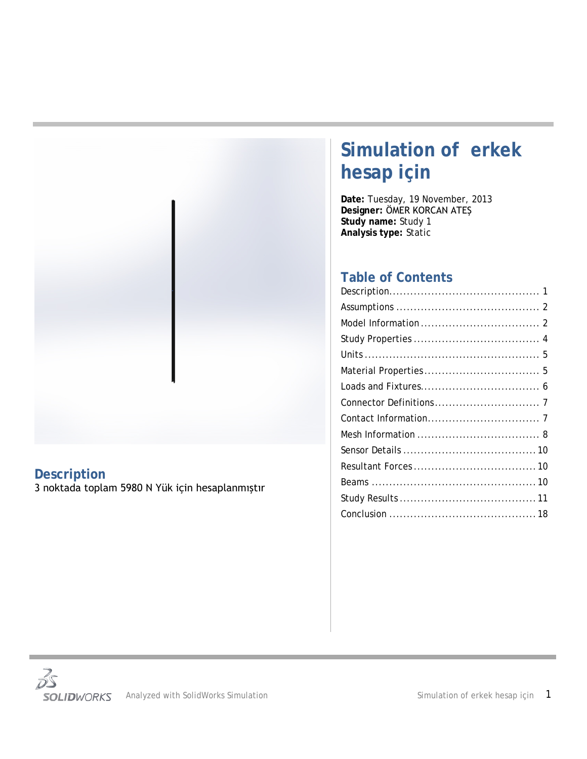# Simulation of erkek hesap için

**Date:** Tuesday, 19 November, 2013
**Designer:** ÖMER KORCAN ATEŞ
**Study name:** Study 1
**Analysis type:** Static

## Table of Contents

Description........................................... 1
Assumptions ........................................ 2
Model Information .................................. 2
Study Properties .................................... 4
Units ................................................. 5
Material Properties ................................. 5
Loads and Fixtures.................................. 6
Connector Definitions.............................. 7
Contact Information................................ 7
Mesh Information ................................... 8
Sensor Details ...................................... 10
Resultant Forces.................................... 10
Beams ............................................... 10
Study Results ....................................... 11
Conclusion .......................................... 18

## Description

3 noktada toplam 5980 N Yük için hesaplanmıştır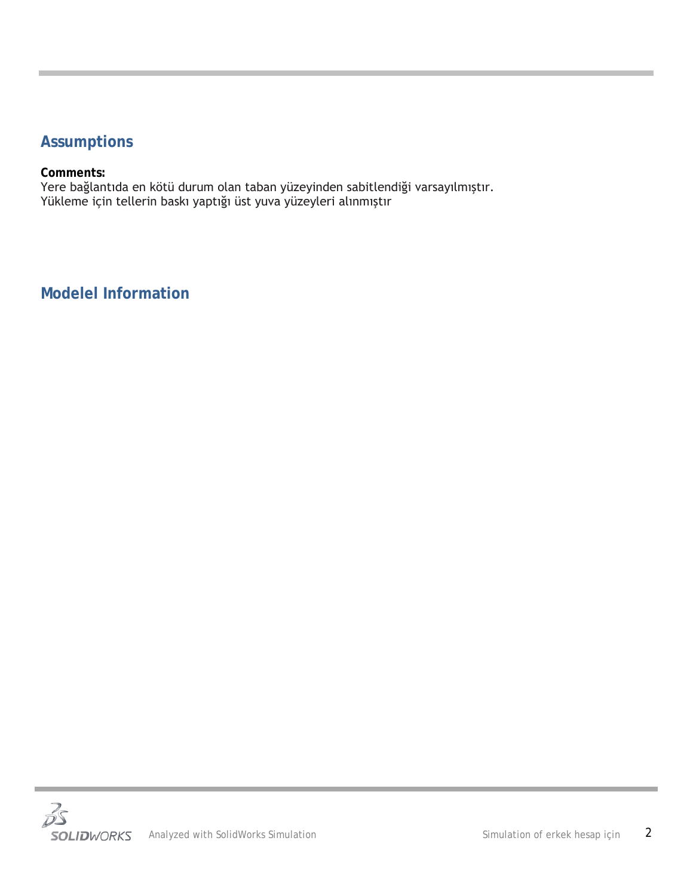## Assumptions

**Comments:**
Yere bağlantıda en kötü durum olan taban yüzeyinden sabitlendiği varsayılmıştır.
Yükleme için tellerin baskı yaptığı üst yuva yüzeyleri alınmıştır

## Modelel Information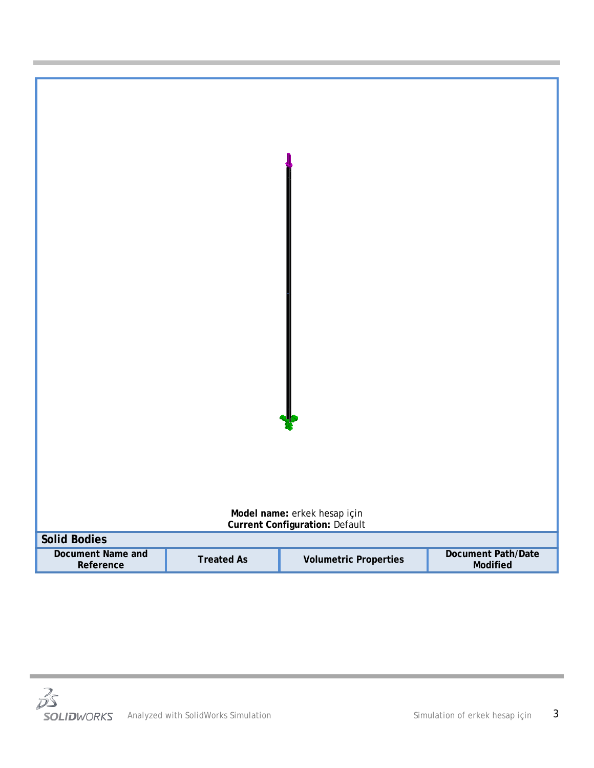**Model name:** erkek hesap için
**Current Configuration:** Default

| Solid Bodies | | | |
|---|---|---|---|
| Document Name and Reference | Treated As | Volumetric Properties | Document Path/Date Modified |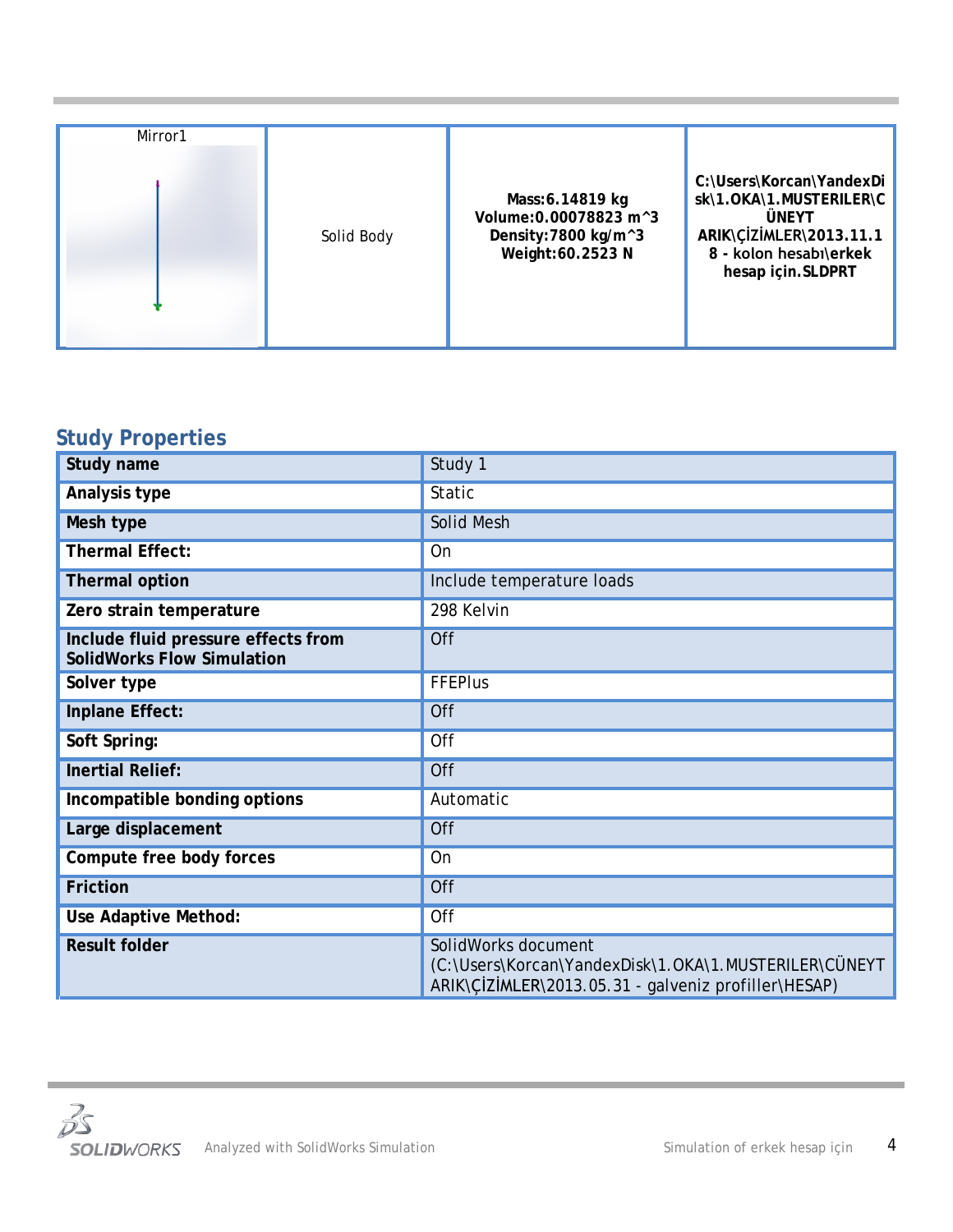| Mirror1 | Solid Body | **Mass:6.14819 kg**<br>**Volume:0.00078823 m^3**<br>**Density:7800 kg/m^3**<br>**Weight:60.2523 N** | **C:\Users\Korcan\YandexDisk\1.OKA\1.MUSTERILER\CÜNEYT ARIK\ÇİZİMLER\2013.11.18 - kolon hesabı\erkek hesap için.SLDPRT** |
|---|---|---|---|

## Study Properties

| **Study name** | Study 1 |
|---|---|
| **Analysis type** | Static |
| **Mesh type** | Solid Mesh |
| **Thermal Effect:** | On |
| **Thermal option** | Include temperature loads |
| **Zero strain temperature** | 298 Kelvin |
| **Include fluid pressure effects from SolidWorks Flow Simulation** | Off |
| **Solver type** | FFEPlus |
| **Inplane Effect:** | Off |
| **Soft Spring:** | Off |
| **Inertial Relief:** | Off |
| **Incompatible bonding options** | Automatic |
| **Large displacement** | Off |
| **Compute free body forces** | On |
| **Friction** | Off |
| **Use Adaptive Method:** | Off |
| **Result folder** | SolidWorks document (C:\Users\Korcan\YandexDisk\1.OKA\1.MUSTERILER\CÜNEYT ARIK\ÇİZİMLER\2013.05.31 - galveniz profiller\HESAP) |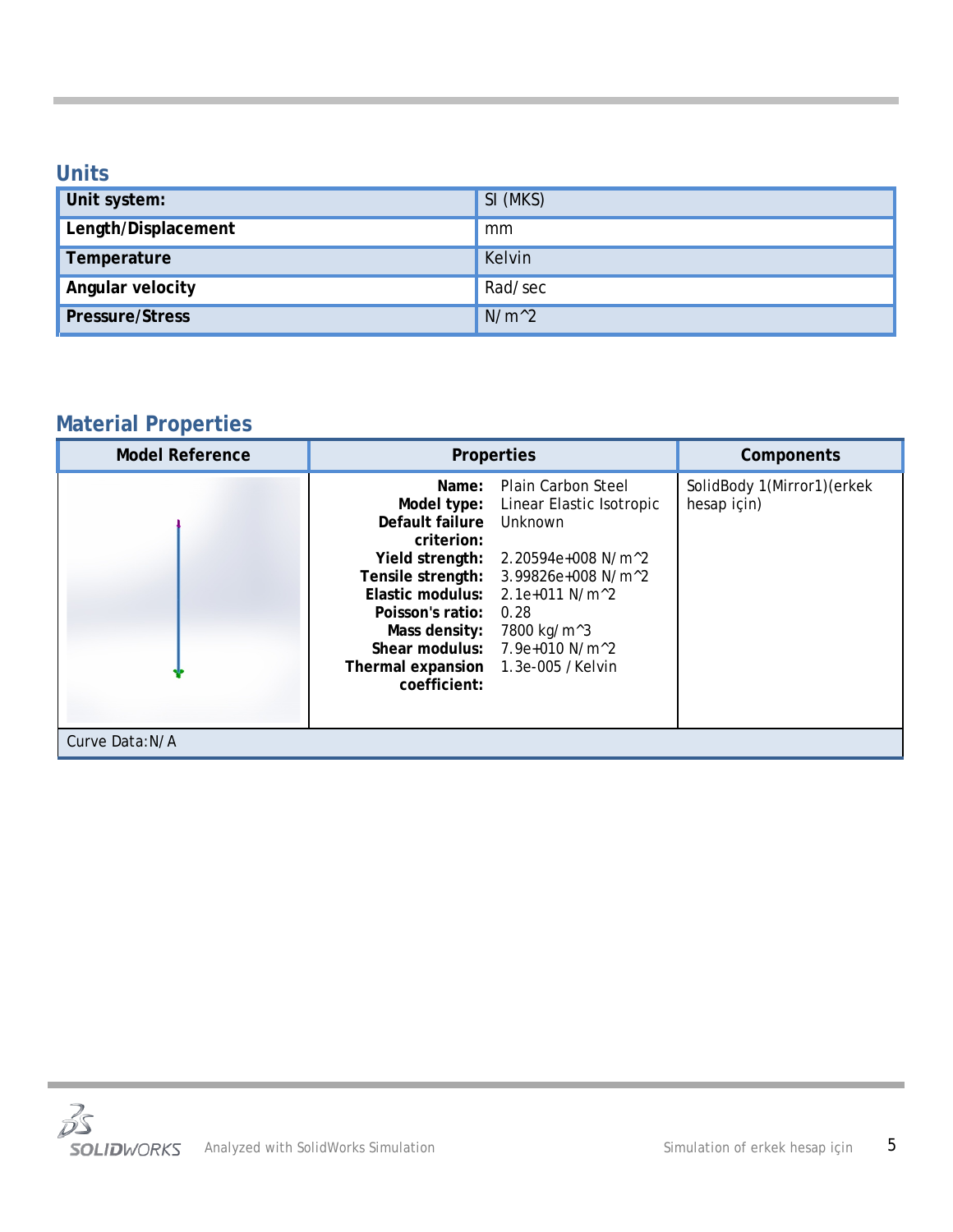## Units

| Unit system: | SI (MKS) |
|---|---|
| Length/Displacement | mm |
| Temperature | Kelvin |
| Angular velocity | Rad/sec |
| Pressure/Stress | N/m^2 |

## Material Properties

| Model Reference | Properties | Components |
|---|---|---|
| | **Name:** Plain Carbon Steel<br>**Model type:** Linear Elastic Isotropic<br>**Default failure criterion:** Unknown<br>**Yield strength:** 2.20594e+008 N/m^2<br>**Tensile strength:** 3.99826e+008 N/m^2<br>**Elastic modulus:** 2.1e+011 N/m^2<br>**Poisson's ratio:** 0.28<br>**Mass density:** 7800 kg/m^3<br>**Shear modulus:** 7.9e+010 N/m^2<br>**Thermal expansion coefficient:** 1.3e-005 /Kelvin | SolidBody 1(Mirror1)(erkek hesap için) |
| Curve Data:N/A | | |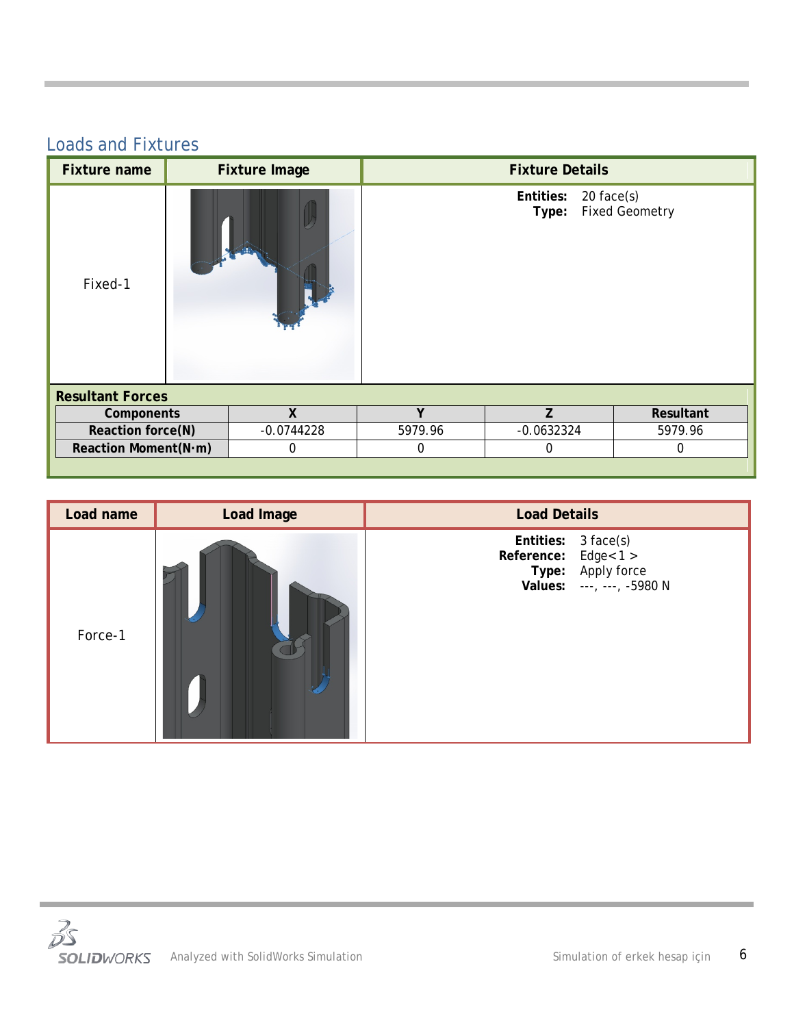## Loads and Fixtures

| Fixture name | Fixture Image | Fixture Details |
|---|---|---|
| Fixed-1 | | **Entities:** 20 face(s)<br>**Type:** Fixed Geometry |

**Resultant Forces**

| Components | X | Y | Z | Resultant |
|---|---|---|---|---|
| Reaction force(N) | -0.0744228 | 5979.96 | -0.0632324 | 5979.96 |
| Reaction Moment(N·m) | 0 | 0 | 0 | 0 |

| Load name | Load Image | Load Details |
|---|---|---|
| Force-1 | | **Entities:** 3 face(s)<br>**Reference:** Edge<1 ><br>**Type:** Apply force<br>**Values:** ---, ---, -5980 N |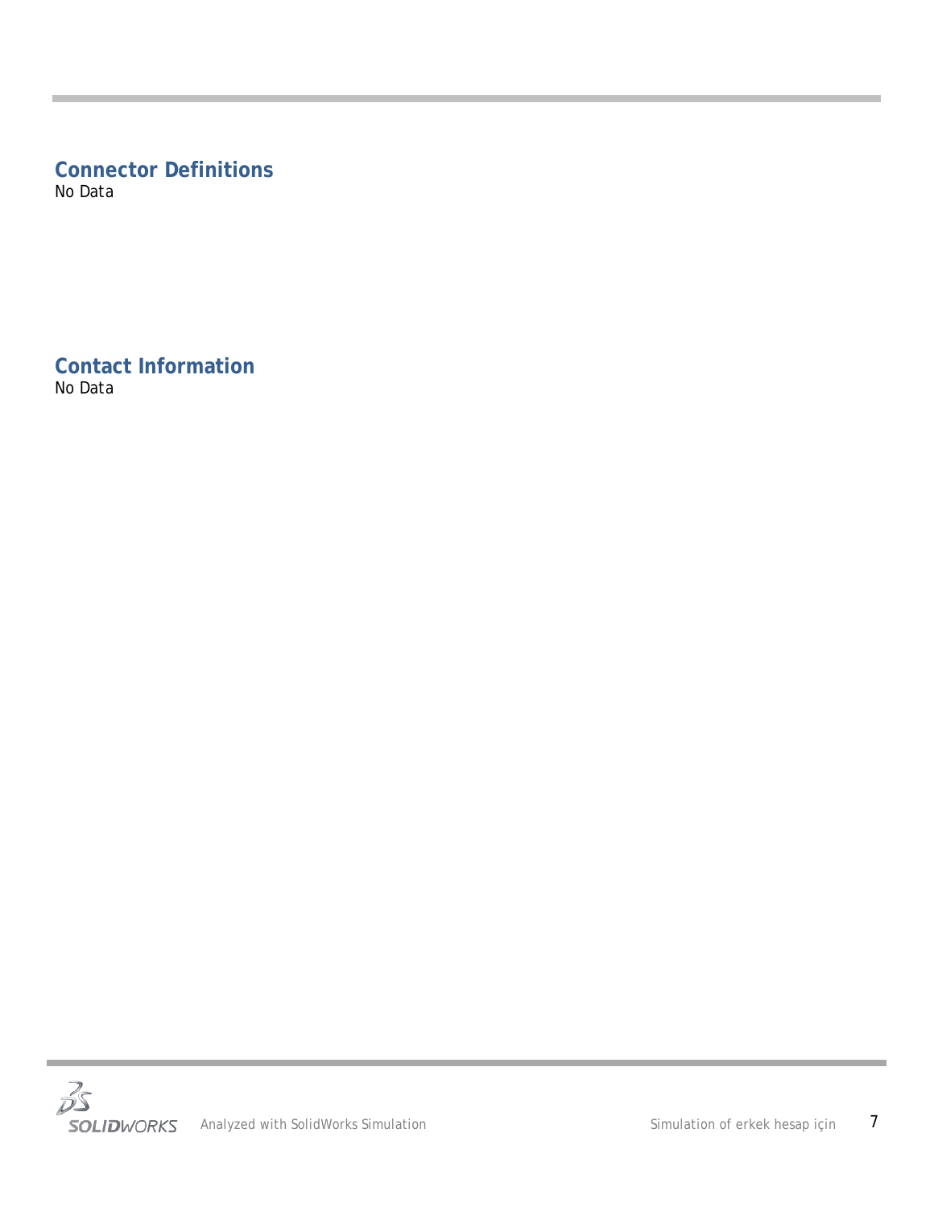## Connector Definitions

No Data

## Contact Information

No Data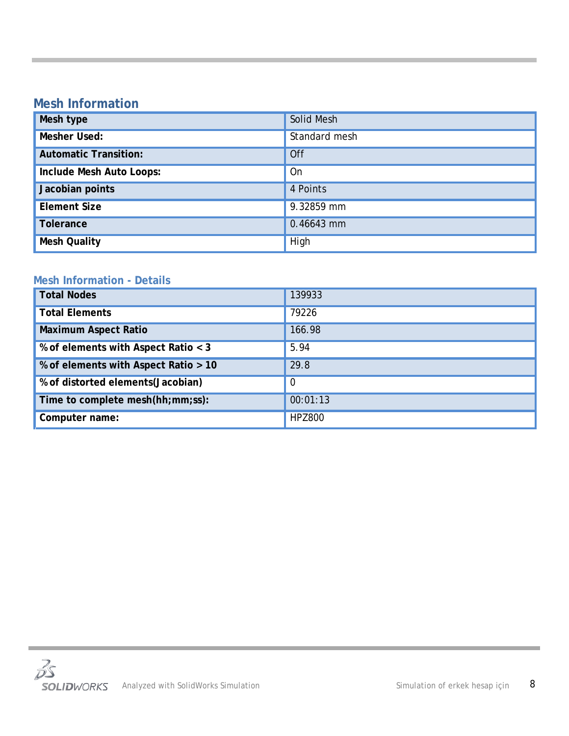## Mesh Information

| Mesh type | Solid Mesh |
|---|---|
| Mesher Used: | Standard mesh |
| Automatic Transition: | Off |
| Include Mesh Auto Loops: | On |
| Jacobian points | 4 Points |
| Element Size | 9.32859 mm |
| Tolerance | 0.46643 mm |
| Mesh Quality | High |

### Mesh Information - Details

| Total Nodes | 139933 |
|---|---|
| Total Elements | 79226 |
| Maximum Aspect Ratio | 166.98 |
| % of elements with Aspect Ratio < 3 | 5.94 |
| % of elements with Aspect Ratio > 10 | 29.8 |
| % of distorted elements(Jacobian) | 0 |
| Time to complete mesh(hh;mm;ss): | 00:01:13 |
| Computer name: | HPZ800 |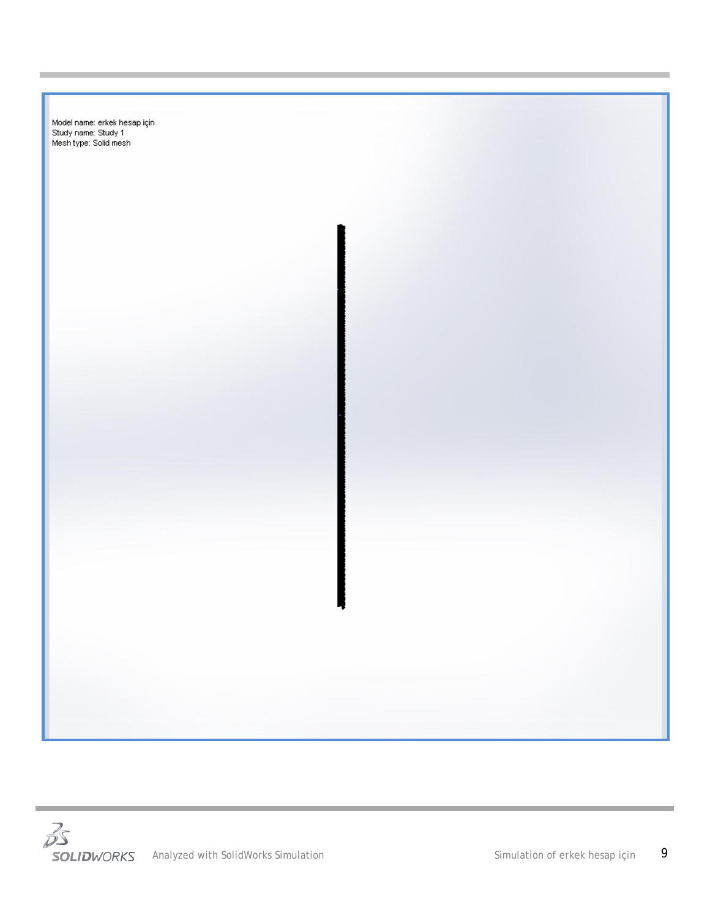Model name: erkek hesap için
Study name: Study 1
Mesh type: Solid mesh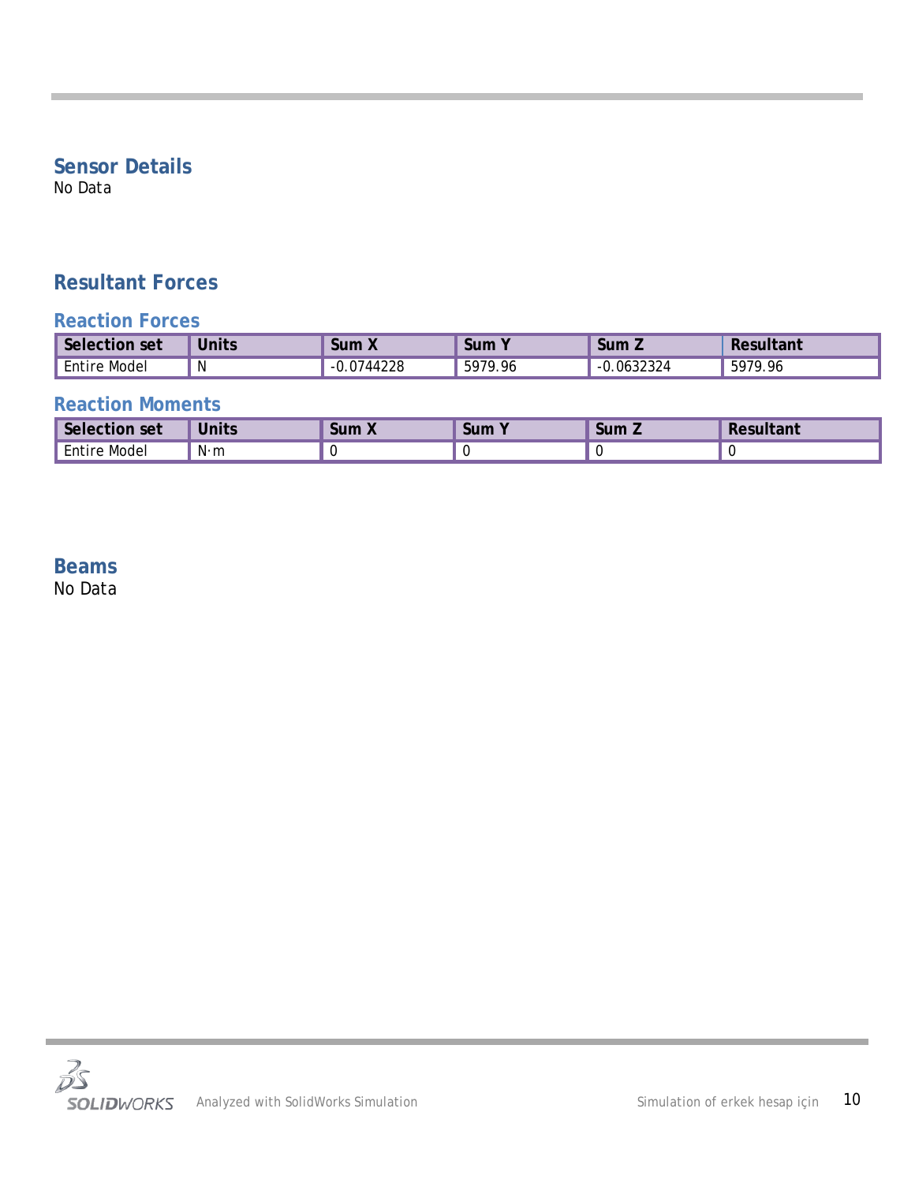## Sensor Details

No Data

## Resultant Forces

### Reaction Forces

| Selection set | Units | Sum X | Sum Y | Sum Z | Resultant |
|---|---|---|---|---|---|
| Entire Model | N | -0.0744228 | 5979.96 | -0.0632324 | 5979.96 |

### Reaction Moments

| Selection set | Units | Sum X | Sum Y | Sum Z | Resultant |
|---|---|---|---|---|---|
| Entire Model | N·m | 0 | 0 | 0 | 0 |

## Beams

No Data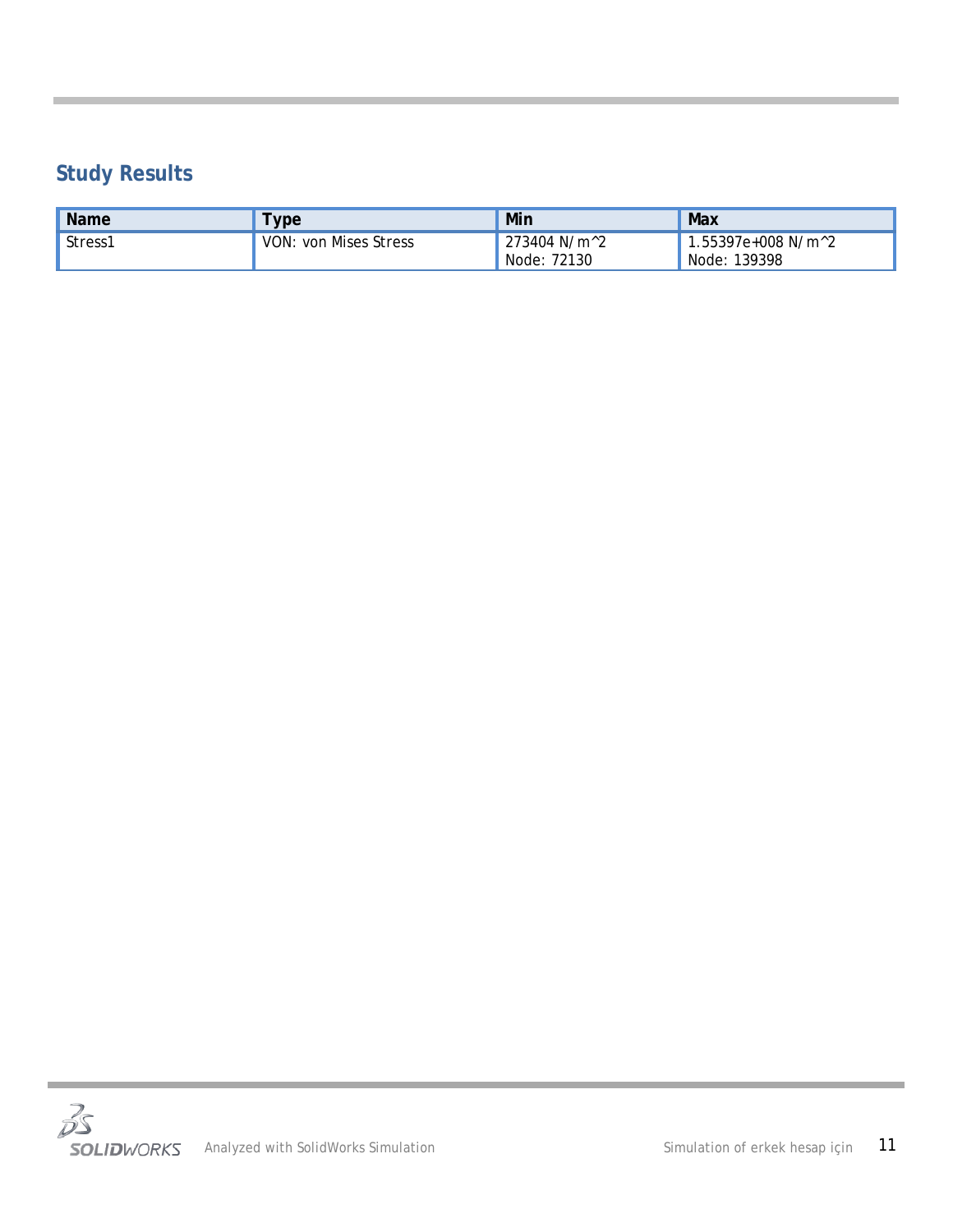## Study Results

| Name | Type | Min | Max |
| --- | --- | --- | --- |
| Stress1 | VON: von Mises Stress | 273404 N/m^2<br>Node: 72130 | 1.55397e+008 N/m^2<br>Node: 139398 |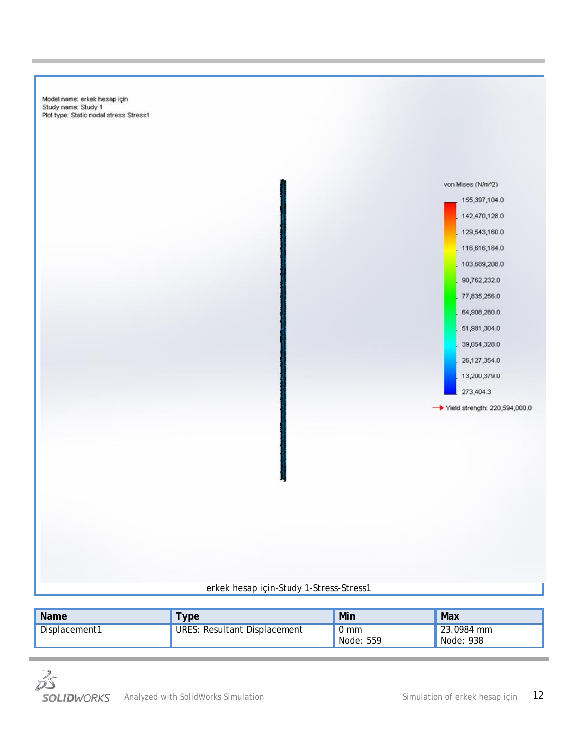Model name: erkek hesap için
Study name: Study 1
Plot type: Static nodal stress Stress1

von Mises (N/m^2)

155,397,104.0
142,470,128.0
129,543,160.0
116,616,184.0
103,689,208.0
90,762,232.0
77,835,256.0
64,908,280.0
51,981,304.0
39,054,328.0
26,127,354.0
13,200,379.0
273,404.3

Yield strength: 220,594,000.0

erkek hesap için-Study 1-Stress-Stress1

| Name | Type | Min | Max |
|---|---|---|---|
| Displacement1 | URES: Resultant Displacement | 0 mm<br>Node: 559 | 23.0984 mm<br>Node: 938 |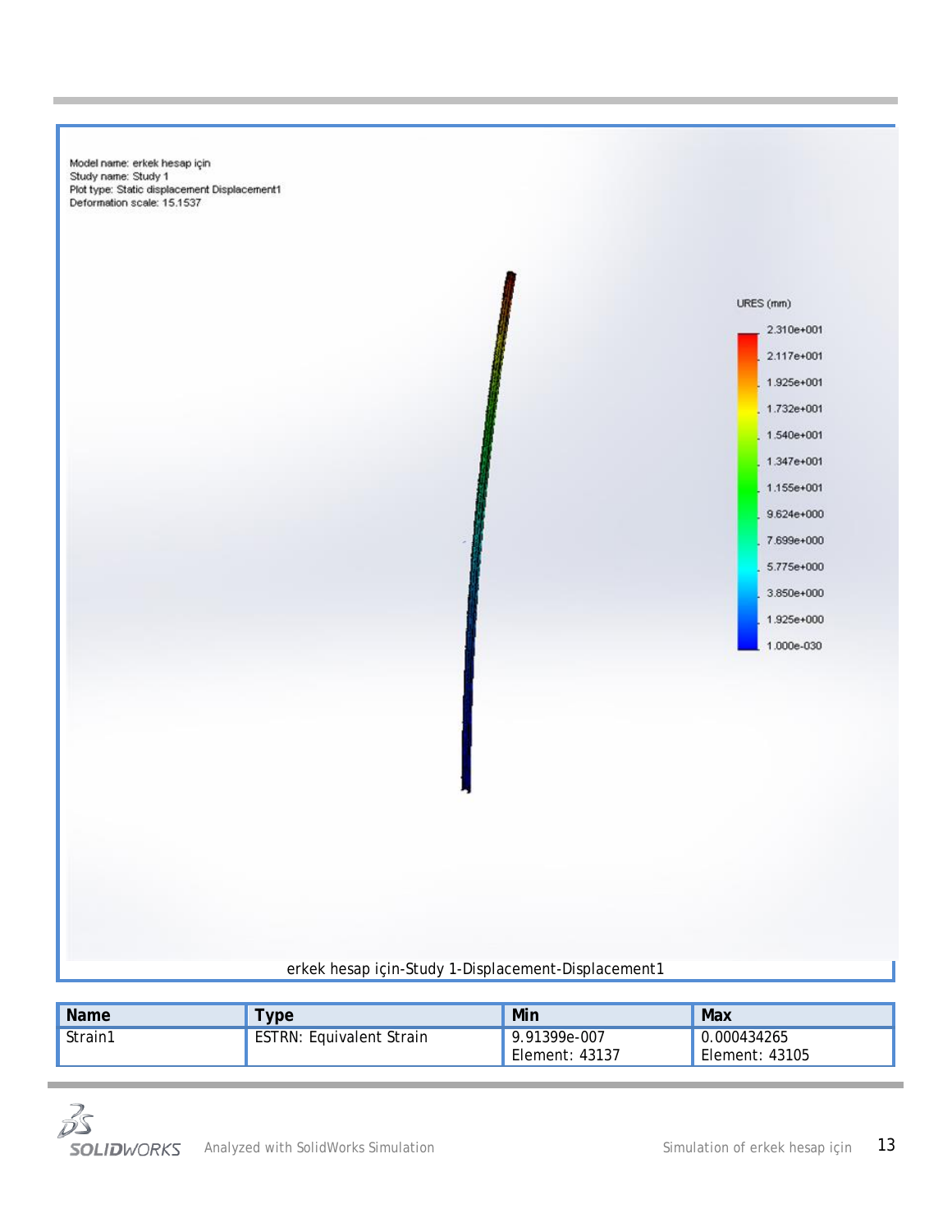Model name: erkek hesap için
Study name: Study 1
Plot type: Static displacement Displacement1
Deformation scale: 15.1537

URES (mm)

2.310e+001
2.117e+001
1.925e+001
1.732e+001
1.540e+001
1.347e+001
1.155e+001
9.624e+000
7.699e+000
5.775e+000
3.850e+000
1.925e+000
1.000e-030

erkek hesap için-Study 1-Displacement-Displacement1

| Name | Type | Min | Max |
|---|---|---|---|
| Strain1 | ESTRN: Equivalent Strain | 9.91399e-007 Element: 43137 | 0.000434265 Element: 43105 |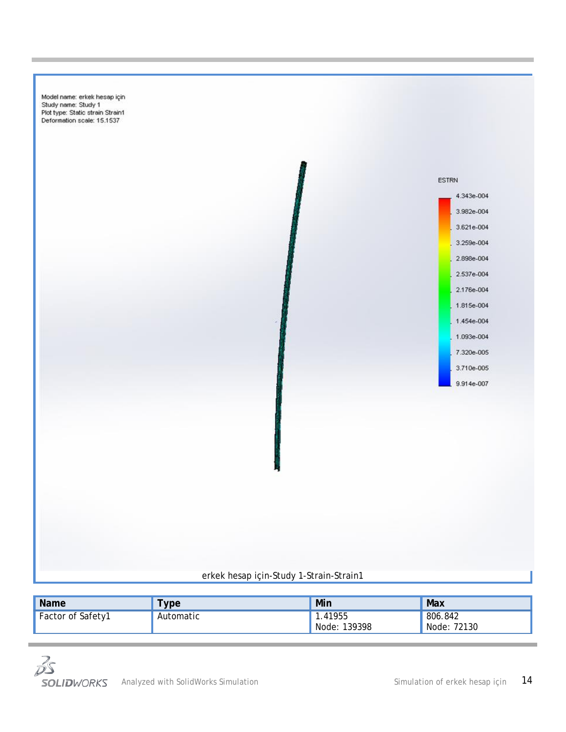Model name: erkek hesap için
Study name: Study 1
Plot type: Static strain Strain1
Deformation scale: 15.1537

ESTRN

4.343e-004
3.982e-004
3.621e-004
3.259e-004
2.898e-004
2.537e-004
2.176e-004
1.815e-004
1.454e-004
1.093e-004
7.320e-005
3.710e-005
9.914e-007

erkek hesap için-Study 1-Strain-Strain1

| Name | Type | Min | Max |
| --- | --- | --- | --- |
| Factor of Safety1 | Automatic | 1.41955<br>Node: 139398 | 806.842<br>Node: 72130 |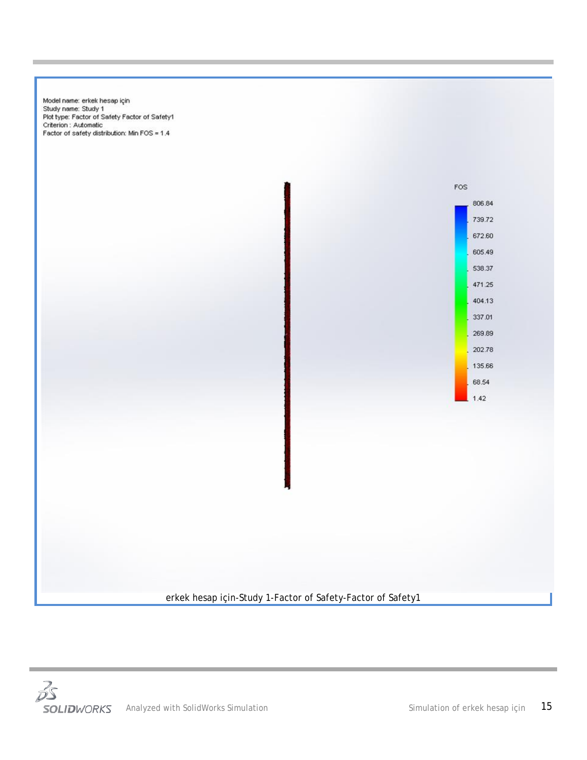Model name: erkek hesap için
Study name: Study 1
Plot type: Factor of Safety Factor of Safety1
Criterion : Automatic
Factor of safety distribution: Min FOS = 1.4

FOS

806.84
739.72
672.60
605.49
538.37
471.25
404.13
337.01
269.89
202.78
135.66
68.54
1.42

erkek hesap için-Study 1-Factor of Safety-Factor of Safety1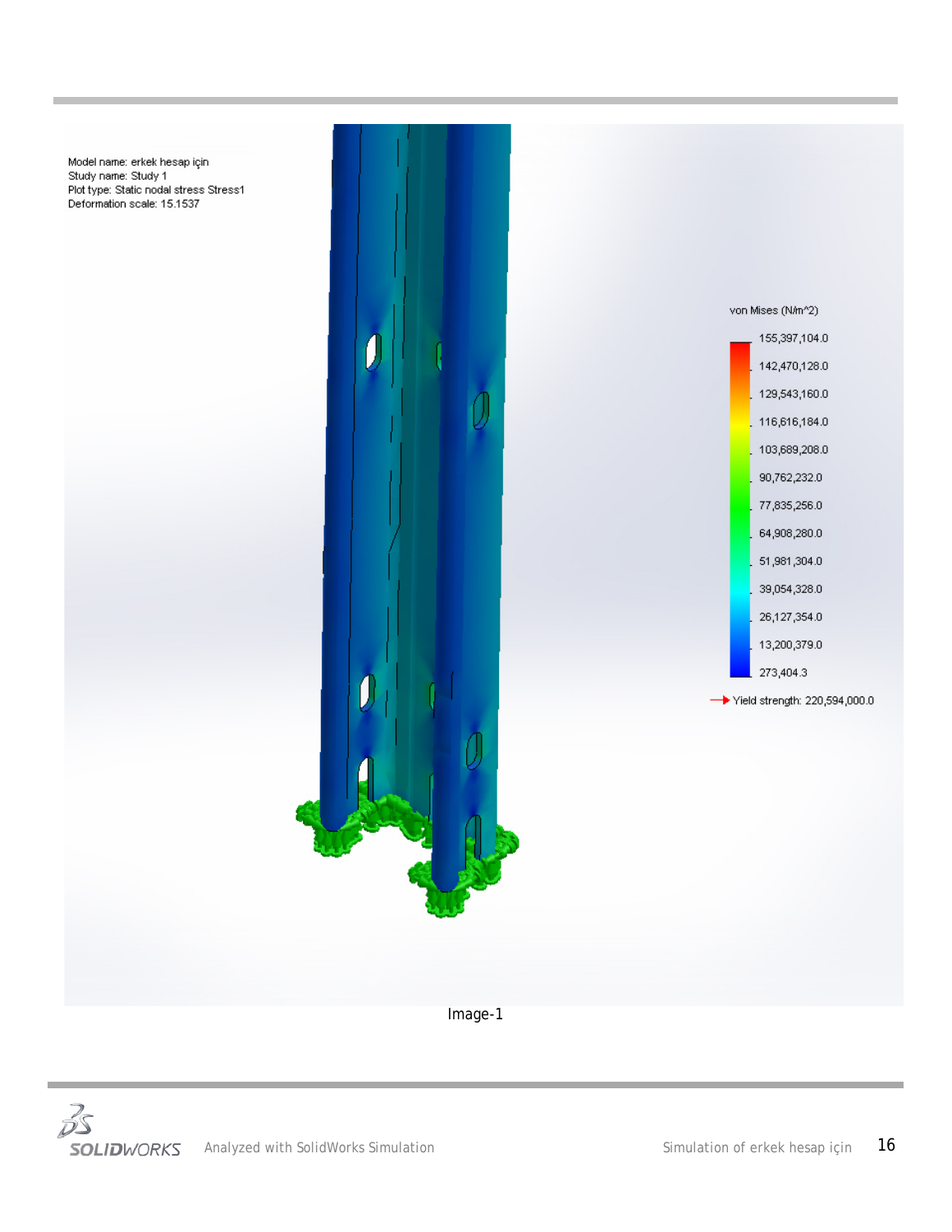Model name: erkek hesap için
Study name: Study 1
Plot type: Static nodal stress Stress1
Deformation scale: 15.1537

von Mises (N/m^2)

155,397,104.0
142,470,128.0
129,543,160.0
116,616,184.0
103,689,208.0
90,762,232.0
77,835,256.0
64,908,280.0
51,981,304.0
39,054,328.0
26,127,354.0
13,200,379.0
273,404.3

Yield strength: 220,594,000.0

Image-1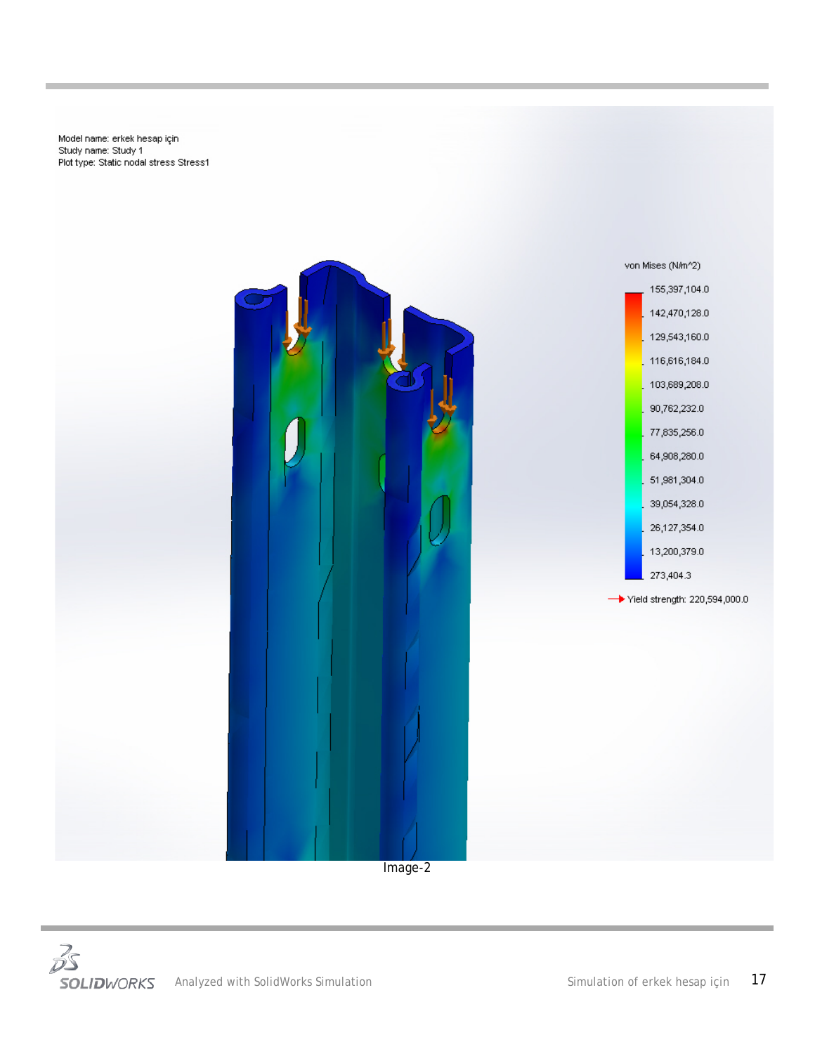Model name: erkek hesap için
Study name: Study 1
Plot type: Static nodal stress Stress1

von Mises (N/m^2)

155,397,104.0
142,470,128.0
129,543,160.0
116,616,184.0
103,689,208.0
90,762,232.0
77,835,256.0
64,908,280.0
51,981,304.0
39,054,328.0
26,127,354.0
13,200,379.0
273,404.3

Yield strength: 220,594,000.0

Image-2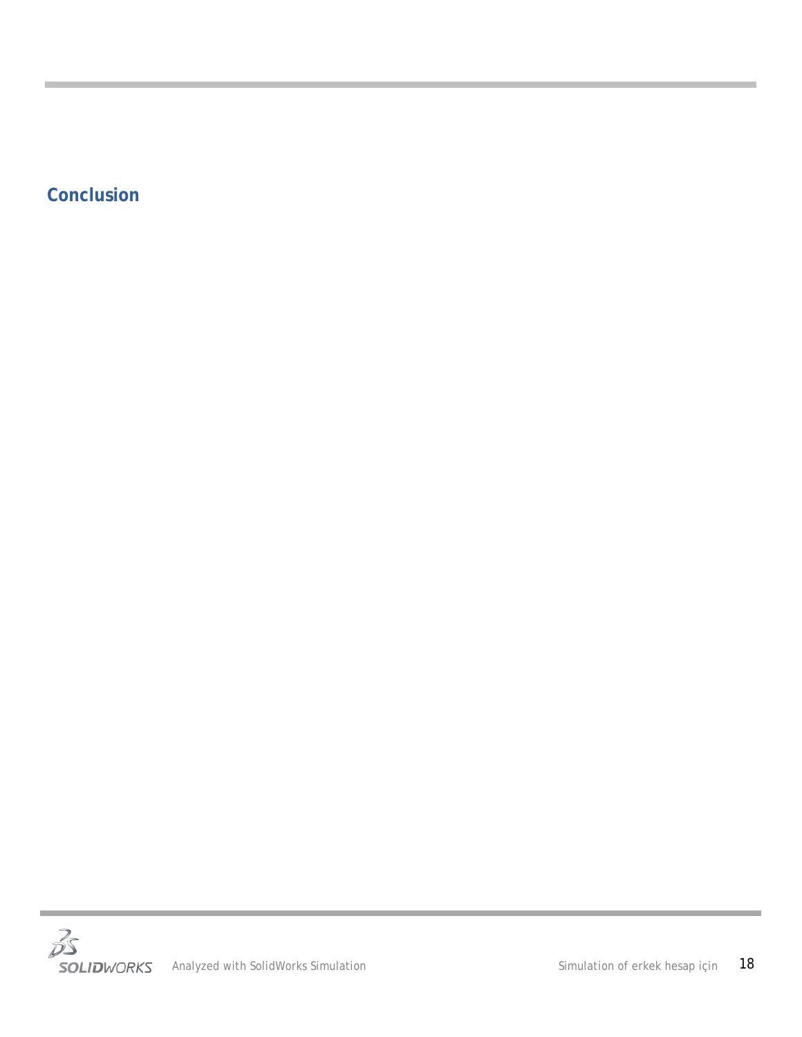## Conclusion